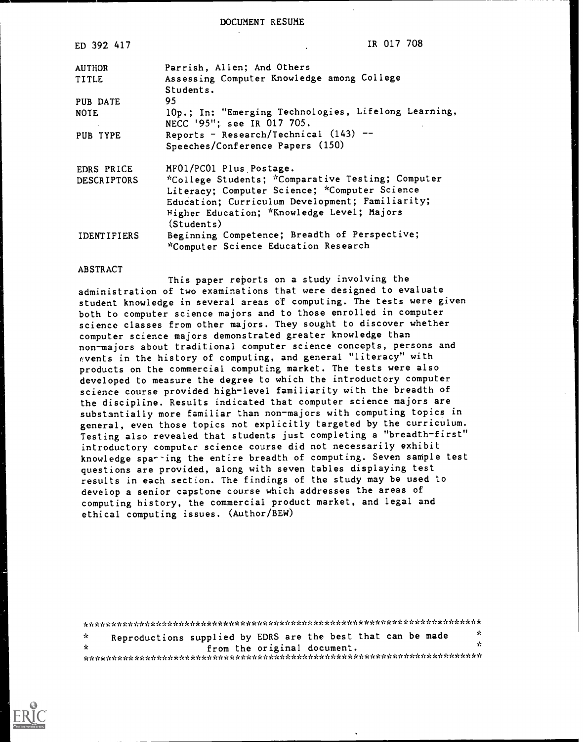DOCUMENT RESUME

| | |
|---|---|
| ED 392 417 | IR 017 708 |
| AUTHOR | Parrish, Allen; And Others |
| TITLE | Assessing Computer Knowledge among College Students. |
| PUB DATE | 95 |
| NOTE | 10p.; In: "Emerging Technologies, Lifelong Learning, NECC '95"; see IR 017 705. |
| PUB TYPE | Reports - Research/Technical (143) -- Speeches/Conference Papers (150) |
| EDRS PRICE | MF01/PC01 Plus Postage. |
| DESCRIPTORS | *College Students; *Comparative Testing; Computer Literacy; Computer Science; *Computer Science Education; Curriculum Development; Familiarity; Higher Education; *Knowledge Level; Majors (Students) |
| IDENTIFIERS | Beginning Competence; Breadth of Perspective; *Computer Science Education Research |

ABSTRACT

This paper reports on a study involving the administration of two examinations that were designed to evaluate student knowledge in several areas of computing. The tests were given both to computer science majors and to those enrolled in computer science classes from other majors. They sought to discover whether computer science majors demonstrated greater knowledge than non-majors about traditional computer science concepts, persons and events in the history of computing, and general "literacy" with products on the commercial computing market. The tests were also developed to measure the degree to which the introductory computer science course provided high-level familiarity with the breadth of the discipline. Results indicated that computer science majors are substantially more familiar than non-majors with computing topics in general, even those topics not explicitly targeted by the curriculum. Testing also revealed that students just completing a "breadth-first" introductory computer science course did not necessarily exhibit knowledge spanning the entire breadth of computing. Seven sample test questions are provided, along with seven tables displaying test results in each section. The findings of the study may be used to develop a senior capstone course which addresses the areas of computing history, the commercial product market, and legal and ethical computing issues. (Author/BEW)

***********************************************************************
* Reproductions supplied by EDRS are the best that can be made *
* from the original document. *
***********************************************************************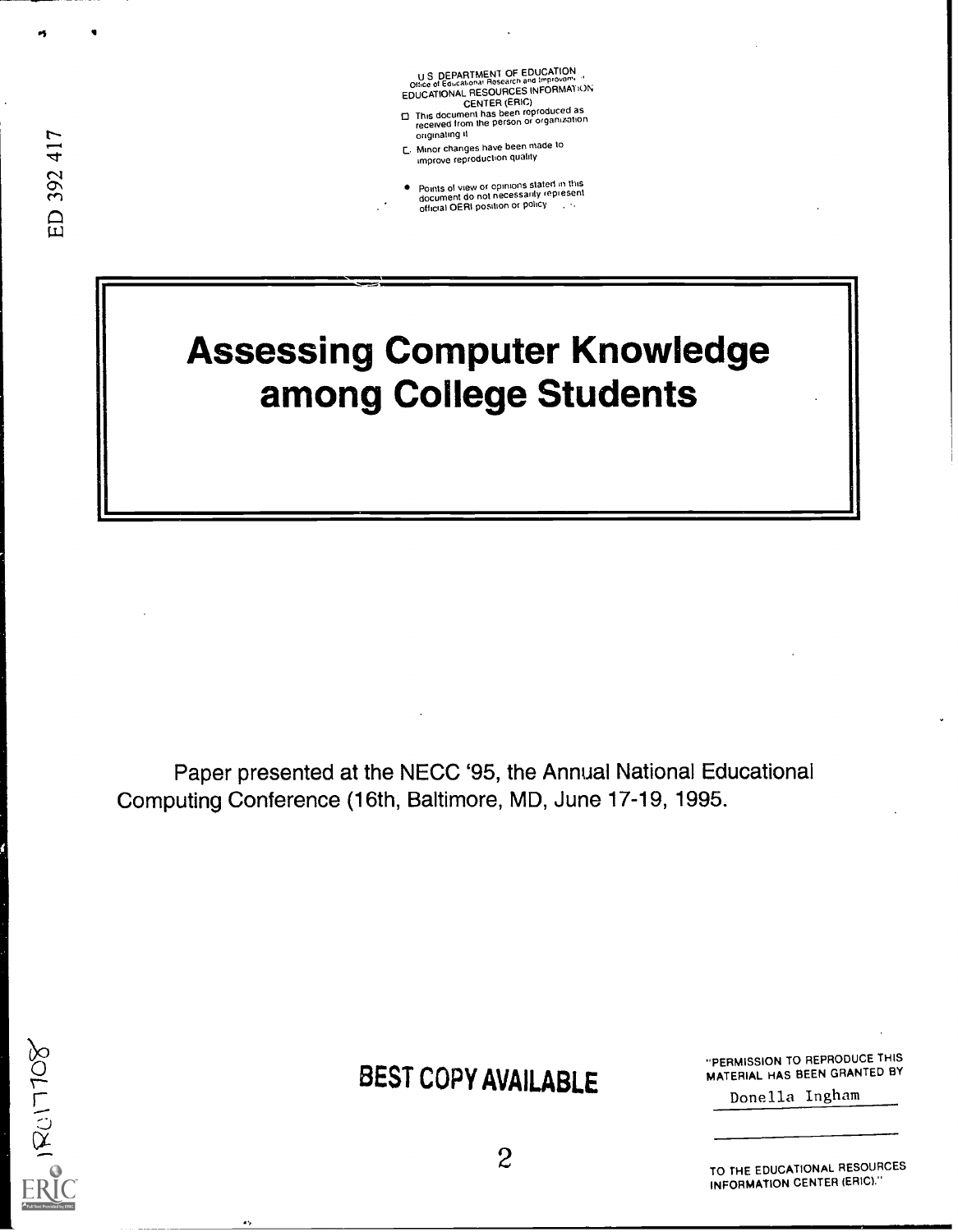U S DEPARTMENT OF EDUCATION
Office of Educational Research and Improvement
EDUCATIONAL RESOURCES INFORMATION CENTER (ERIC)

- This document has been reproduced as received from the person or organization originating it
- Minor changes have been made to improve reproduction quality
- Points of view or opinions stated in this document do not necessarily represent official OERI position or policy

ED 392 417

# Assessing Computer Knowledge among College Students

Paper presented at the NECC '95, the Annual National Educational Computing Conference (16th, Baltimore, MD, June 17-19, 1995.

BEST COPY AVAILABLE

"PERMISSION TO REPRODUCE THIS MATERIAL HAS BEEN GRANTED BY

Donella Ingham

TO THE EDUCATIONAL RESOURCES INFORMATION CENTER (ERIC)."

IR017108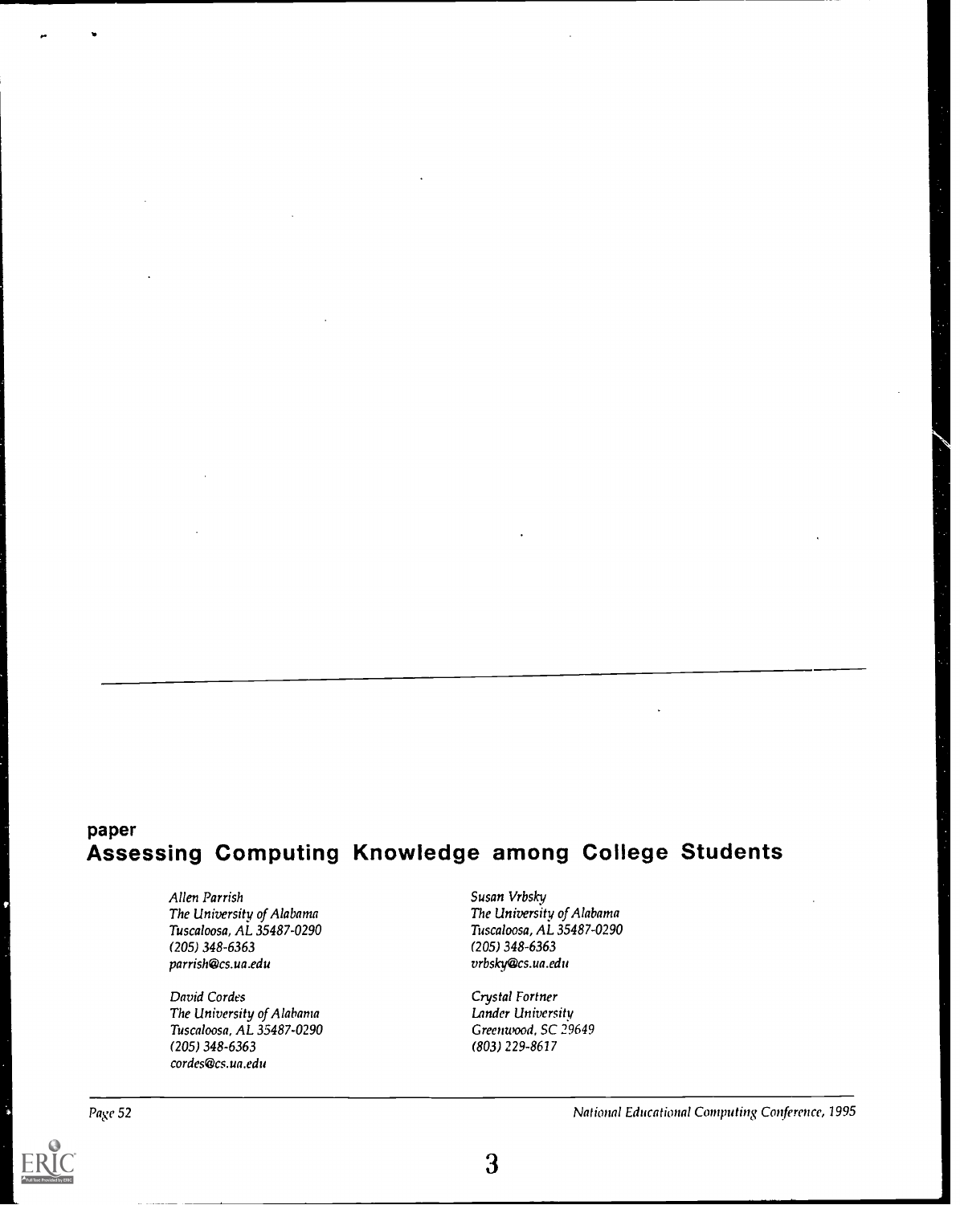paper

# Assessing Computing Knowledge among College Students

*Allen Parrish*
*The University of Alabama*
*Tuscaloosa, AL 35487-0290*
*(205) 348-6363*
*parrish@cs.ua.edu*

*David Cordes*
*The University of Alabama*
*Tuscaloosa, AL 35487-0290*
*(205) 348-6363*
*cordes@cs.ua.edu*

*Susan Vrbsky*
*The University of Alabama*
*Tuscaloosa, AL 35487-0290*
*(205) 348-6363*
*vrbsky@cs.ua.edu*

*Crystal Fortner*
*Lander University*
*Greenwood, SC 29649*
*(803) 229-8617*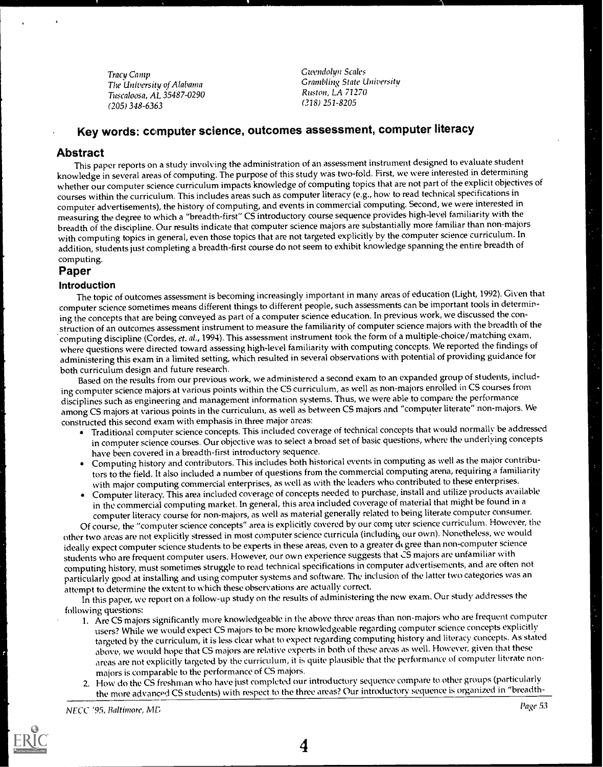Tracy Camp
The University of Alabama
Tuscaloosa, AL 35487-0290
(205) 348-6363

Gwendolyn Scales
Grambling State University
Ruston, LA 71270
(318) 251-8205

## Key words: computer science, outcomes assessment, computer literacy

### Abstract

This paper reports on a study involving the administration of an assessment instrument designed to evaluate student knowledge in several areas of computing. The purpose of this study was two-fold. First, we were interested in determining whether our computer science curriculum impacts knowledge of computing topics that are not part of the explicit objectives of courses within the curriculum. This includes areas such as computer literacy (e.g., how to read technical specifications in computer advertisements), the history of computing, and events in commercial computing. Second, we were interested in measuring the degree to which a "breadth-first" CS introductory course sequence provides high-level familiarity with the breadth of the discipline. Our results indicate that computer science majors are substantially more familiar than non-majors with computing topics in general, even those topics that are not targeted explicitly by the computer science curriculum. In addition, students just completing a breadth-first course do not seem to exhibit knowledge spanning the entire breadth of computing.

### Paper

#### Introduction

The topic of outcomes assessment is becoming increasingly important in many areas of education (Light, 1992). Given that computer science sometimes means different things to different people, such assessments can be important tools in determining the concepts that are being conveyed as part of a computer science education. In previous work, we discussed the construction of an outcomes assessment instrument to measure the familiarity of computer science majors with the breadth of the computing discipline (Cordes, *et. al.*, 1994). This assessment instrument took the form of a multiple-choice/matching exam, where questions were directed toward assessing high-level familiarity with computing concepts. We reported the findings of administering this exam in a limited setting, which resulted in several observations with potential of providing guidance for both curriculum design and future research.

Based on the results from our previous work, we administered a second exam to an expanded group of students, including computer science majors at various points within the CS curriculum, as well as non-majors enrolled in CS courses from disciplines such as engineering and management information systems. Thus, we were able to compare the performance among CS majors at various points in the curriculum, as well as between CS majors and "computer literate" non-majors. We constructed this second exam with emphasis in three major areas:

- Traditional computer science concepts. This included coverage of technical concepts that would normally be addressed in computer science courses. Our objective was to select a broad set of basic questions, where the underlying concepts have been covered in a breadth-first introductory sequence.
- Computing history and contributors. This includes both historical events in computing as well as the major contributors to the field. It also included a number of questions from the commercial computing arena, requiring a familiarity with major computing commercial enterprises, as well as with the leaders who contributed to these enterprises.
- Computer literacy. This area included coverage of concepts needed to purchase, install and utilize products available in the commercial computing market. In general, this area included coverage of material that might be found in a computer literacy course for non-majors, as well as material generally related to being literate computer consumer.

Of course, the "computer science concepts" area is explicitly covered by our computer science curriculum. However, the other two areas are not explicitly stressed in most computer science curricula (including our own). Nonetheless, we would ideally expect computer science students to be experts in these areas, even to a greater degree than non-computer science students who are frequent computer users. However, our own experience suggests that CS majors are unfamiliar with computing history, must sometimes struggle to read technical specifications in computer advertisements, and are often not particularly good at installing and using computer systems and software. The inclusion of the latter two categories was an attempt to determine the extent to which these observations are actually correct.

In this paper, we report on a follow-up study on the results of administering the new exam. Our study addresses the following questions:

1. Are CS majors significantly more knowledgeable in the above three areas than non-majors who are frequent computer users? While we would expect CS majors to be more knowledgeable regarding computer science concepts explicitly targeted by the curriculum, it is less clear what to expect regarding computing history and literacy concepts. As stated above, we would hope that CS majors are relative experts in both of these areas as well. However, given that these areas are not explicitly targeted by the curriculum, it is quite plausible that the performance of computer literate non-majors is comparable to the performance of CS majors.
2. How do the CS freshman who have just completed our introductory sequence compare to other groups (particularly the more advanced CS students) with respect to the three areas? Our introductory sequence is organized in "breadth-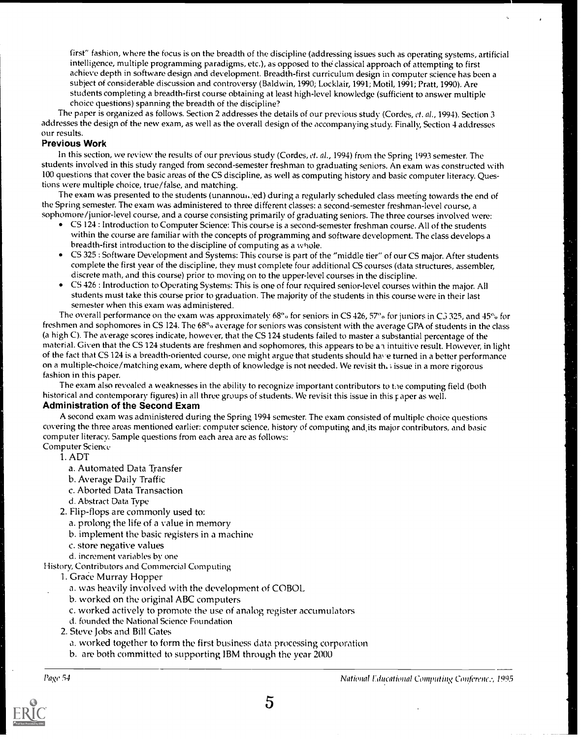first" fashion, where the focus is on the breadth of the discipline (addressing issues such as operating systems, artificial intelligence, multiple programming paradigms, etc.), as opposed to the classical approach of attempting to first achieve depth in software design and development. Breadth-first curriculum design in computer science has been a subject of considerable discussion and controversy (Baldwin, 1990; Locklair, 1991; Motil, 1991; Pratt, 1990). Are students completing a breadth-first course obtaining at least high-level knowledge (sufficient to answer multiple choice questions) spanning the breadth of the discipline?

The paper is organized as follows. Section 2 addresses the details of our previous study (Cordes, *et. al.*, 1994). Section 3 addresses the design of the new exam, as well as the overall design of the accompanying study. Finally, Section 4 addresses our results.

## Previous Work

In this section, we review the results of our previous study (Cordes, *et. al.*, 1994) from the Spring 1993 semester. The students involved in this study ranged from second-semester freshman to graduating seniors. An exam was constructed with 100 questions that cover the basic areas of the CS discipline, as well as computing history and basic computer literacy. Questions were multiple choice, true/false, and matching.

The exam was presented to the students (unannounced) during a regularly scheduled class meeting towards the end of the Spring semester. The exam was administered to three different classes: a second-semester freshman-level course, a sophomore/junior-level course, and a course consisting primarily of graduating seniors. The three courses involved were:

- CS 124 : Introduction to Computer Science: This course is a second-semester freshman course. All of the students within the course are familiar with the concepts of programming and software development. The class develops a breadth-first introduction to the discipline of computing as a whole.
- CS 325 : Software Development and Systems: This course is part of the "middle tier" of our CS major. After students complete the first year of the discipline, they must complete four additional CS courses (data structures, assembler, discrete math, and this course) prior to moving on to the upper-level courses in the discipline.
- CS 426 : Introduction to Operating Systems: This is one of four required senior-level courses within the major. All students must take this course prior to graduation. The majority of the students in this course were in their last semester when this exam was administered.

The overall performance on the exam was approximately 68% for seniors in CS 426, 57% for juniors in CS 325, and 45% for freshmen and sophomores in CS 124. The 68% average for seniors was consistent with the average GPA of students in the class (a high C). The average scores indicate, however, that the CS 124 students failed to master a substantial percentage of the material. Given that the CS 124 students are freshmen and sophomores, this appears to be an intuitive result. However, in light of the fact that CS 124 is a breadth-oriented course, one might argue that students should have turned in a better performance on a multiple-choice/matching exam, where depth of knowledge is not needed. We revisit this issue in a more rigorous fashion in this paper.

The exam also revealed a weaknesses in the ability to recognize important contributors to the computing field (both historical and contemporary figures) in all three groups of students. We revisit this issue in this paper as well.

## Administration of the Second Exam

A second exam was administered during the Spring 1994 semester. The exam consisted of multiple choice questions covering the three areas mentioned earlier: computer science, history of computing and its major contributors, and basic computer literacy. Sample questions from each area are as follows:

Computer Science

1. ADT
   a. Automated Data Transfer
   b. Average Daily Traffic
   c. Aborted Data Transaction
   d. Abstract Data Type
2. Flip-flops are commonly used to:
   a. prolong the life of a value in memory
   b. implement the basic registers in a machine
   c. store negative values
   d. increment variables by one

History, Contributors and Commercial Computing

1. Grace Murray Hopper
   a. was heavily involved with the development of COBOL
   b. worked on the original ABC computers
   c. worked actively to promote the use of analog register accumulators
   d. founded the National Science Foundation
2. Steve Jobs and Bill Gates
   a. worked together to form the first business data processing corporation
   b. are both committed to supporting IBM through the year 2000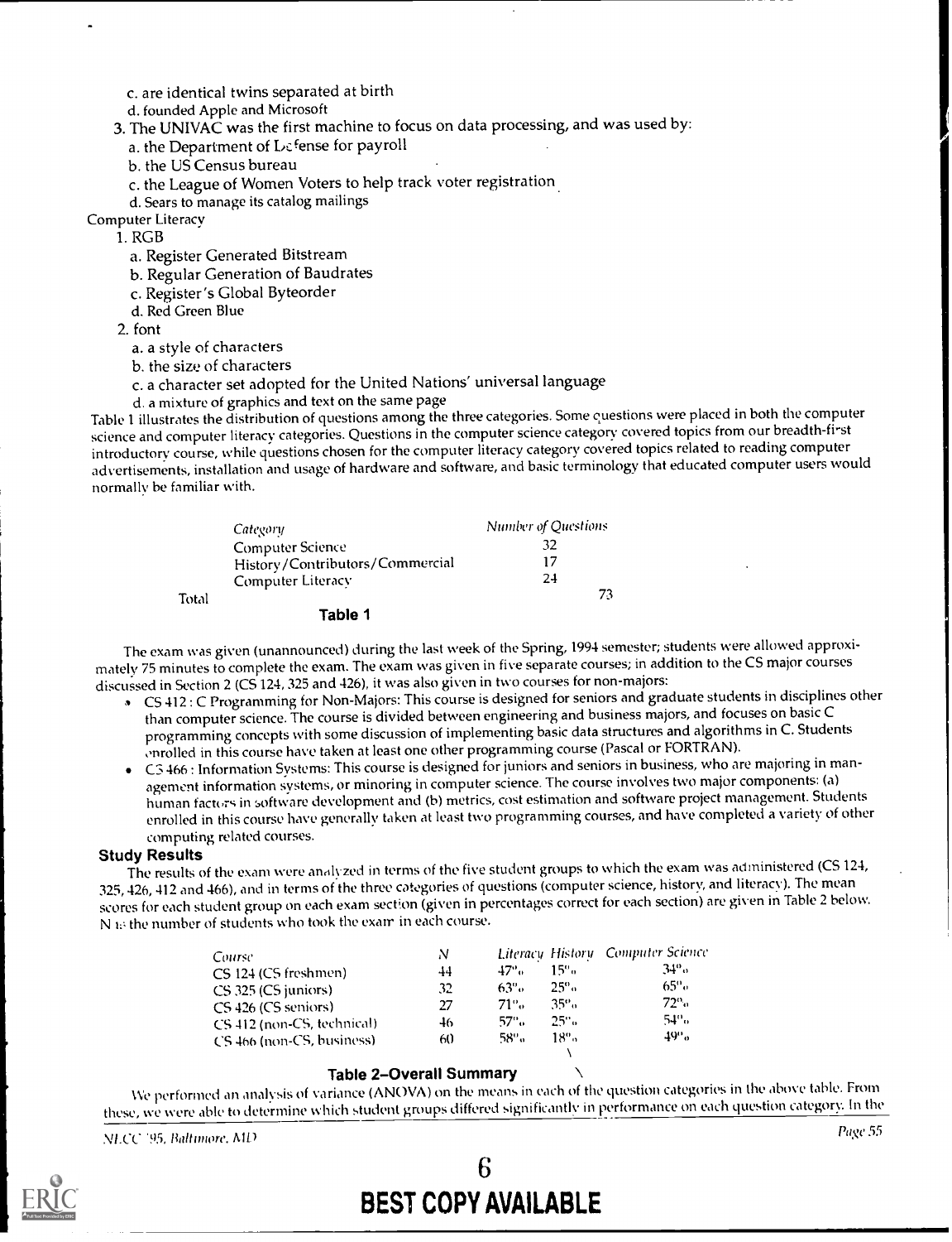c. are identical twins separated at birth
d. founded Apple and Microsoft

3. The UNIVAC was the first machine to focus on data processing, and was used by:
   a. the Department of Defense for payroll
   b. the US Census bureau
   c. the League of Women Voters to help track voter registration
   d. Sears to manage its catalog mailings

Computer Literacy

1. RGB
   a. Register Generated Bitstream
   b. Regular Generation of Baudrates
   c. Register's Global Byteorder
   d. Red Green Blue
2. font
   a. a style of characters
   b. the size of characters
   c. a character set adopted for the United Nations' universal language
   d. a mixture of graphics and text on the same page

Table 1 illustrates the distribution of questions among the three categories. Some questions were placed in both the computer science and computer literacy categories. Questions in the computer science category covered topics from our breadth-first introductory course, while questions chosen for the computer literacy category covered topics related to reading computer advertisements, installation and usage of hardware and software, and basic terminology that educated computer users would normally be familiar with.

| *Category* | *Number of Questions* |
|---|---|
| Computer Science | 32 |
| History/Contributors/Commercial | 17 |
| Computer Literacy | 24 |
| Total | 73 |

**Table 1**

The exam was given (unannounced) during the last week of the Spring, 1994 semester; students were allowed approximately 75 minutes to complete the exam. The exam was given in five separate courses; in addition to the CS major courses discussed in Section 2 (CS 124, 325 and 426), it was also given in two courses for non-majors:

- CS 412 : C Programming for Non-Majors: This course is designed for seniors and graduate students in disciplines other than computer science. The course is divided between engineering and business majors, and focuses on basic C programming concepts with some discussion of implementing basic data structures and algorithms in C. Students enrolled in this course have taken at least one other programming course (Pascal or FORTRAN).
- CS 466 : Information Systems: This course is designed for juniors and seniors in business, who are majoring in management information systems, or minoring in computer science. The course involves two major components: (a) human factors in software development and (b) metrics, cost estimation and software project management. Students enrolled in this course have generally taken at least two programming courses, and have completed a variety of other computing related courses.

### Study Results

The results of the exam were analyzed in terms of the five student groups to which the exam was administered (CS 124, 325, 426, 412 and 466), and in terms of the three categories of questions (computer science, history, and literacy). The mean scores for each student group on each exam section (given in percentages correct for each section) are given in Table 2 below. N is the number of students who took the exam in each course.

| *Course* | *N* | *Literacy* | *History* | *Computer Science* |
|---|---|---|---|---|
| CS 124 (CS freshmen) | 44 | 47% | 15% | 34% |
| CS 325 (CS juniors) | 32 | 63% | 25% | 65% |
| CS 426 (CS seniors) | 27 | 71% | 35% | 72% |
| CS 412 (non-CS, technical) | 46 | 57% | 25% | 54% |
| CS 466 (non-CS, business) | 60 | 58% | 18% | 49% |

**Table 2–Overall Summary**

We performed an analysis of variance (ANOVA) on the means in each of the question categories in the above table. From these, we were able to determine which student groups differed significantly in performance on each question category. In the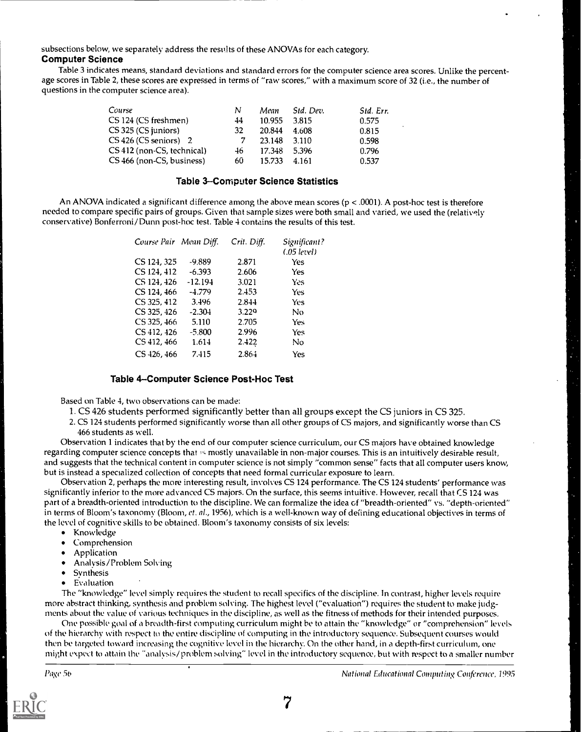subsections below, we separately address the results of these ANOVAs for each category.

### Computer Science

Table 3 indicates means, standard deviations and standard errors for the computer science area scores. Unlike the percentage scores in Table 2, these scores are expressed in terms of "raw scores," with a maximum score of 32 (i.e., the number of questions in the computer science area).

| Course | N | Mean | Std. Dev. | Std. Err. |
|---|---|---|---|---|
| CS 124 (CS freshmen) | 44 | 10.955 | 3.815 | 0.575 |
| CS 325 (CS juniors) | 32 | 20.844 | 4.608 | 0.815 |
| CS 426 (CS seniors) 2 | 7 | 23.148 | 3.110 | 0.598 |
| CS 412 (non-CS, technical) | 46 | 17.348 | 5.396 | 0.796 |
| CS 466 (non-CS, business) | 60 | 15.733 | 4.161 | 0.537 |

**Table 3–Computer Science Statistics**

An ANOVA indicated a significant difference among the above mean scores ($p < .0001$). A post-hoc test is therefore needed to compare specific pairs of groups. Given that sample sizes were both small and varied, we used the (relatively conservative) Bonferroni/Dunn post-hoc test. Table 4 contains the results of this test.

| Course Pair | Mean Diff. | Crit. Diff. | Significant? (.05 level) |
|---|---|---|---|
| CS 124, 325 | -9.889 | 2.871 | Yes |
| CS 124, 412 | -6.393 | 2.606 | Yes |
| CS 124, 426 | -12.194 | 3.021 | Yes |
| CS 124, 466 | -4.779 | 2.453 | Yes |
| CS 325, 412 | 3.496 | 2.844 | Yes |
| CS 325, 426 | -2.304 | 3.229 | No |
| CS 325, 466 | 5.110 | 2.705 | Yes |
| CS 412, 426 | -5.800 | 2.996 | Yes |
| CS 412, 466 | 1.614 | 2.422 | No |
| CS 426, 466 | 7.415 | 2.864 | Yes |

**Table 4–Computer Science Post-Hoc Test**

Based on Table 4, two observations can be made:

1. CS 426 students performed significantly better than all groups except the CS juniors in CS 325.
2. CS 124 students performed significantly worse than all other groups of CS majors, and significantly worse than CS 466 students as well.

Observation 1 indicates that by the end of our computer science curriculum, our CS majors have obtained knowledge regarding computer science concepts that is mostly unavailable in non-major courses. This is an intuitively desirable result, and suggests that the technical content in computer science is not simply "common sense" facts that all computer users know, but is instead a specialized collection of concepts that need formal curricular exposure to learn.

Observation 2, perhaps the more interesting result, involves CS 124 performance. The CS 124 students' performance was significantly inferior to the more advanced CS majors. On the surface, this seems intuitive. However, recall that CS 124 was part of a breadth-oriented introduction to the discipline. We can formalize the idea of "breadth-oriented" vs. "depth-oriented" in terms of Bloom's taxonomy (Bloom, *et. al.*, 1956), which is a well-known way of defining educational objectives in terms of the level of cognitive skills to be obtained. Bloom's taxonomy consists of six levels:

- Knowledge
- Comprehension
- Application
- Analysis/Problem Solving
- Synthesis
- Evaluation

The "knowledge" level simply requires the student to recall specifics of the discipline. In contrast, higher levels require more abstract thinking, synthesis and problem solving. The highest level ("evaluation") requires the student to make judgments about the value of various techniques in the discipline, as well as the fitness of methods for their intended purposes.

One possible goal of a breadth-first computing curriculum might be to attain the "knowledge" or "comprehension" levels of the hierarchy with respect to the entire discipline of computing in the introductory sequence. Subsequent courses would then be targeted toward increasing the cognitive level in the hierarchy. On the other hand, in a depth-first curriculum, one might expect to attain the "analysis/problem solving" level in the introductory sequence, but with respect to a smaller number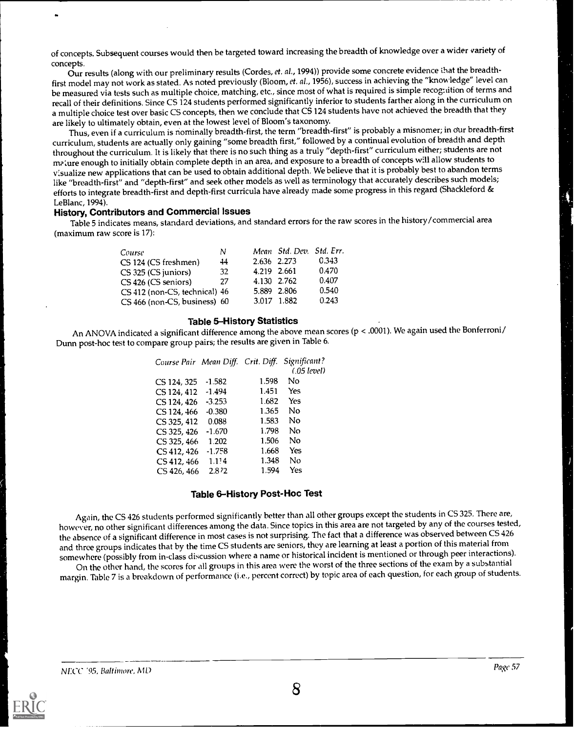of concepts. Subsequent courses would then be targeted toward increasing the breadth of knowledge over a wider variety of concepts.

Our results (along with our preliminary results (Cordes, *et. al.*, 1994)) provide some concrete evidence that the breadth-first model may not work as stated. As noted previously (Bloom, *et. al.*, 1956), success in achieving the "knowledge" level can be measured via tests such as multiple choice, matching, etc., since most of what is required is simple recognition of terms and recall of their definitions. Since CS 124 students performed significantly inferior to students farther along in the curriculum on a multiple choice test over basic CS concepts, then we conclude that CS 124 students have not achieved the breadth that they are likely to ultimately obtain, even at the lowest level of Bloom's taxonomy.

Thus, even if a curriculum is nominally breadth-first, the term "breadth-first" is probably a misnomer; in our breadth-first curriculum, students are actually only gaining "some breadth first," followed by a continual evolution of breadth and depth throughout the curriculum. It is likely that there is no such thing as a truly "depth-first" curriculum either; students are not mature enough to initially obtain complete depth in an area, and exposure to a breadth of concepts will allow students to visualize new applications that can be used to obtain additional depth. We believe that it is probably best to abandon terms like "breadth-first" and "depth-first" and seek other models as well as terminology that accurately describes such models; efforts to integrate breadth-first and depth-first curricula have already made some progress in this regard (Shackleford & LeBlanc, 1994).

### History, Contributors and Commercial Issues

Table 5 indicates means, standard deviations, and standard errors for the raw scores in the history/commercial area (maximum raw score is 17):

| *Course* | *N* | *Mean* | *Std. Dev.* | *Std. Err.* |
|---|---|---|---|---|
| CS 124 (CS freshmen) | 44 | 2.636 | 2.273 | 0.343 |
| CS 325 (CS juniors) | 32 | 4.219 | 2.661 | 0.470 |
| CS 426 (CS seniors) | 27 | 4.130 | 2.762 | 0.407 |
| CS 412 (non-CS, technical) | 46 | 5.889 | 2.806 | 0.540 |
| CS 466 (non-CS, business) | 60 | 3.017 | 1.882 | 0.243 |

**Table 5–History Statistics**

An ANOVA indicated a significant difference among the above mean scores ($p < .0001$). We again used the Bonferroni/Dunn post-hoc test to compare group pairs; the results are given in Table 6.

| *Course Pair* | *Mean Diff.* | *Crit. Diff.* | *Significant? (.05 level)* |
|---|---|---|---|
| CS 124, 325 | -1.582 | 1.598 | No |
| CS 124, 412 | -1.494 | 1.451 | Yes |
| CS 124, 426 | -3.253 | 1.682 | Yes |
| CS 124, 466 | -0.380 | 1.365 | No |
| CS 325, 412 | 0.088 | 1.583 | No |
| CS 325, 426 | -1.670 | 1.798 | No |
| CS 325, 466 | 1.202 | 1.506 | No |
| CS 412, 426 | -1.758 | 1.668 | Yes |
| CS 412, 466 | 1.114 | 1.348 | No |
| CS 426, 466 | 2.872 | 1.594 | Yes |

**Table 6–History Post-Hoc Test**

Again, the CS 426 students performed significantly better than all other groups except the students in CS 325. There are, however, no other significant differences among the data. Since topics in this area are not targeted by any of the courses tested, the absence of a significant difference in most cases is not surprising. The fact that a difference was observed between CS 426 and three groups indicates that by the time CS students are seniors, they are learning at least a portion of this material from somewhere (possibly from in-class discussion where a name or historical incident is mentioned or through peer interactions).

On the other hand, the scores for all groups in this area were the worst of the three sections of the exam by a substantial margin. Table 7 is a breakdown of performance (i.e., percent correct) by topic area of each question, for each group of students.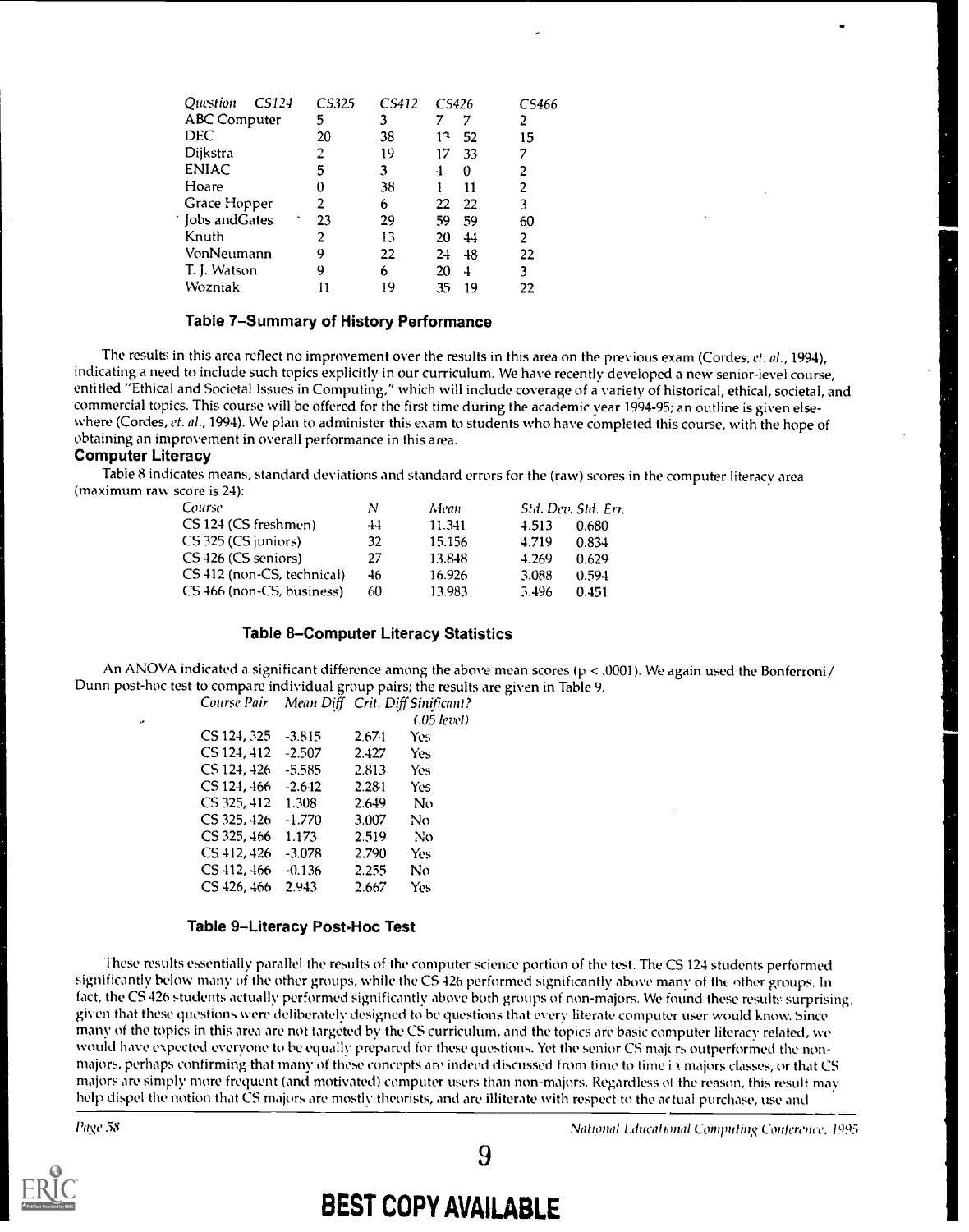| Question CS124 | CS325 | CS412 | CS426 | | CS466 |
|---|---|---|---|---|---|
| ABC Computer | 5 | 3 | 7 | 7 | 2 |
| DEC | 20 | 38 | 13 | 52 | 15 |
| Dijkstra | 2 | 19 | 17 | 33 | 7 |
| ENIAC | 5 | 3 | 4 | 0 | 2 |
| Hoare | 0 | 38 | 1 | 11 | 2 |
| Grace Hopper | 2 | 6 | 22 | 22 | 3 |
| Jobs andGates | 23 | 29 | 59 | 59 | 60 |
| Knuth | 2 | 13 | 20 | 44 | 2 |
| VonNeumann | 9 | 22 | 24 | 48 | 22 |
| T. J. Watson | 9 | 6 | 20 | 4 | 3 |
| Wozniak | 11 | 19 | 35 | 19 | 22 |

**Table 7–Summary of History Performance**

The results in this area reflect no improvement over the results in this area on the previous exam (Cordes, *et. al.*, 1994), indicating a need to include such topics explicitly in our curriculum. We have recently developed a new senior-level course, entitled "Ethical and Societal Issues in Computing," which will include coverage of a variety of historical, ethical, societal, and commercial topics. This course will be offered for the first time during the academic year 1994-95; an outline is given elsewhere (Cordes, *et. al.*, 1994). We plan to administer this exam to students who have completed this course, with the hope of obtaining an improvement in overall performance in this area.

### Computer Literacy

Table 8 indicates means, standard deviations and standard errors for the (raw) scores in the computer literacy area (maximum raw score is 24):

| *Course* | *N* | *Mean* | *Std. Dev.* | *Std. Err.* |
|---|---|---|---|---|
| CS 124 (CS freshmen) | 44 | 11.341 | 4.513 | 0.680 |
| CS 325 (CS juniors) | 32 | 15.156 | 4.719 | 0.834 |
| CS 426 (CS seniors) | 27 | 13.848 | 4.269 | 0.629 |
| CS 412 (non-CS, technical) | 46 | 16.926 | 3.088 | 0.594 |
| CS 466 (non-CS, business) | 60 | 13.983 | 3.496 | 0.451 |

**Table 8–Computer Literacy Statistics**

An ANOVA indicated a significant difference among the above mean scores ($p < .0001$). We again used the Bonferroni/Dunn post-hoc test to compare individual group pairs; the results are given in Table 9.

| *Course Pair* | *Mean Diff* | *Crit. Diff* | *Sinificant? (.05 level)* |
|---|---|---|---|
| CS 124, 325 | -3.815 | 2.674 | Yes |
| CS 124, 412 | -2.507 | 2.427 | Yes |
| CS 124, 426 | -5.585 | 2.813 | Yes |
| CS 124, 466 | -2.642 | 2.284 | Yes |
| CS 325, 412 | 1.308 | 2.649 | No |
| CS 325, 426 | -1.770 | 3.007 | No |
| CS 325, 466 | 1.173 | 2.519 | No |
| CS 412, 426 | -3.078 | 2.790 | Yes |
| CS 412, 466 | -0.136 | 2.255 | No |
| CS 426, 466 | 2.943 | 2.667 | Yes |

**Table 9–Literacy Post-Hoc Test**

These results essentially parallel the results of the computer science portion of the test. The CS 124 students performed significantly below many of the other groups, while the CS 426 performed significantly above many of the other groups. In fact, the CS 426 students actually performed significantly above both groups of non-majors. We found these results surprising, given that these questions were deliberately designed to be questions that every literate computer user would know. Since many of the topics in this area are not targeted by the CS curriculum, and the topics are basic computer literacy related, we would have expected everyone to be equally prepared for these questions. Yet the senior CS majors outperformed the non-majors, perhaps confirming that many of these concepts are indeed discussed from time to time in majors classes, or that CS majors are simply more frequent (and motivated) computer users than non-majors. Regardless of the reason, this result may help dispel the notion that CS majors are mostly theorists, and are illiterate with respect to the actual purchase, use and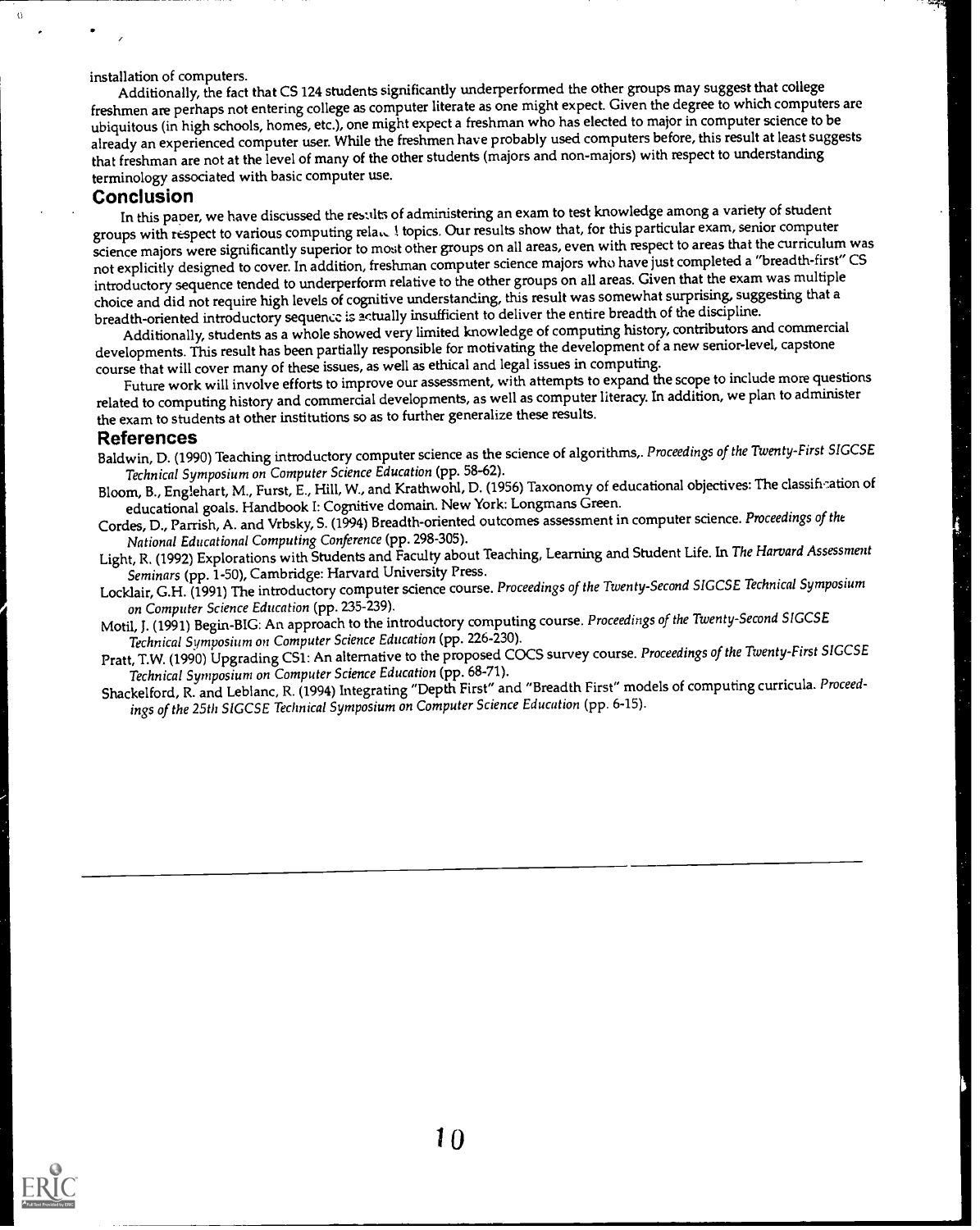installation of computers.

Additionally, the fact that CS 124 students significantly underperformed the other groups may suggest that college freshmen are perhaps not entering college as computer literate as one might expect. Given the degree to which computers are ubiquitous (in high schools, homes, etc.), one might expect a freshman who has elected to major in computer science to be already an experienced computer user. While the freshmen have probably used computers before, this result at least suggests that freshman are not at the level of many of the other students (majors and non-majors) with respect to understanding terminology associated with basic computer use.

## Conclusion

In this paper, we have discussed the results of administering an exam to test knowledge among a variety of student groups with respect to various computing related topics. Our results show that, for this particular exam, senior computer science majors were significantly superior to most other groups on all areas, even with respect to areas that the curriculum was not explicitly designed to cover. In addition, freshman computer science majors who have just completed a "breadth-first" CS introductory sequence tended to underperform relative to the other groups on all areas. Given that the exam was multiple choice and did not require high levels of cognitive understanding, this result was somewhat surprising, suggesting that a breadth-oriented introductory sequence is actually insufficient to deliver the entire breadth of the discipline.

Additionally, students as a whole showed very limited knowledge of computing history, contributors and commercial developments. This result has been partially responsible for motivating the development of a new senior-level, capstone course that will cover many of these issues, as well as ethical and legal issues in computing.

Future work will involve efforts to improve our assessment, with attempts to expand the scope to include more questions related to computing history and commercial developments, as well as computer literacy. In addition, we plan to administer the exam to students at other institutions so as to further generalize these results.

## References

Baldwin, D. (1990) Teaching introductory computer science as the science of algorithms,. *Proceedings of the Twenty-First SIGCSE Technical Symposium on Computer Science Education* (pp. 58-62).

Bloom, B., Englehart, M., Furst, E., Hill, W., and Krathwohl, D. (1956) Taxonomy of educational objectives: The classification of educational goals. Handbook I: Cognitive domain. New York: Longmans Green.

Cordes, D., Parrish, A. and Vrbsky, S. (1994) Breadth-oriented outcomes assessment in computer science. *Proceedings of the National Educational Computing Conference* (pp. 298-305).

Light, R. (1992) Explorations with Students and Faculty about Teaching, Learning and Student Life. In *The Harvard Assessment Seminars* (pp. 1-50), Cambridge: Harvard University Press.

Locklair, G.H. (1991) The introductory computer science course. *Proceedings of the Twenty-Second SIGCSE Technical Symposium on Computer Science Education* (pp. 235-239).

Motil, J. (1991) Begin-BIG: An approach to the introductory computing course. *Proceedings of the Twenty-Second SIGCSE Technical Symposium on Computer Science Education* (pp. 226-230).

Pratt, T.W. (1990) Upgrading CS1: An alternative to the proposed COCS survey course. *Proceedings of the Twenty-First SIGCSE Technical Symposium on Computer Science Education* (pp. 68-71).

Shackelford, R. and Leblanc, R. (1994) Integrating "Depth First" and "Breadth First" models of computing curricula. *Proceedings of the 25th SIGCSE Technical Symposium on Computer Science Education* (pp. 6-15).